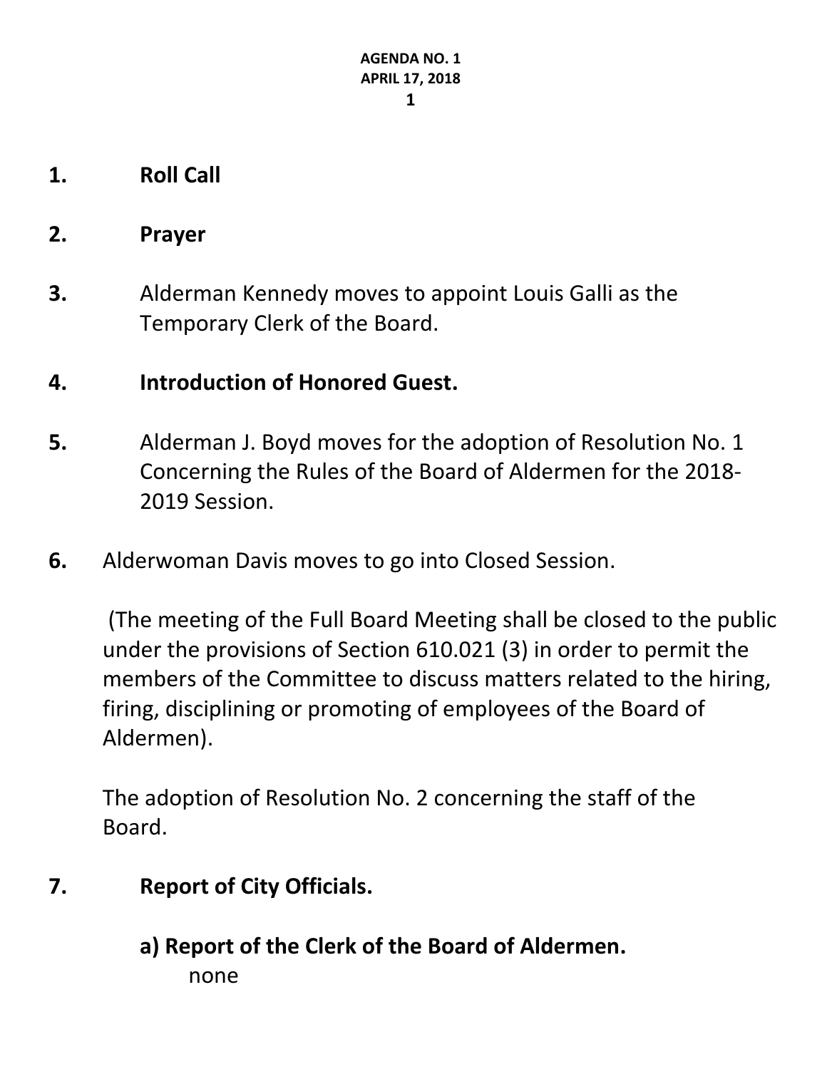**AGENDA NO. 1**
**APRIL 17, 2018**

**1.** **Roll Call**

**2.** **Prayer**

**3.** Alderman Kennedy moves to appoint Louis Galli as the Temporary Clerk of the Board.

**4.** **Introduction of Honored Guest.**

**5.** Alderman J. Boyd moves for the adoption of Resolution No. 1 Concerning the Rules of the Board of Aldermen for the 2018-2019 Session.

**6.** Alderwoman Davis moves to go into Closed Session.

(The meeting of the Full Board Meeting shall be closed to the public under the provisions of Section 610.021 (3) in order to permit the members of the Committee to discuss matters related to the hiring, firing, disciplining or promoting of employees of the Board of Aldermen).

The adoption of Resolution No. 2 concerning the staff of the Board.

**7.** **Report of City Officials.**

**a) Report of the Clerk of the Board of Aldermen.**

none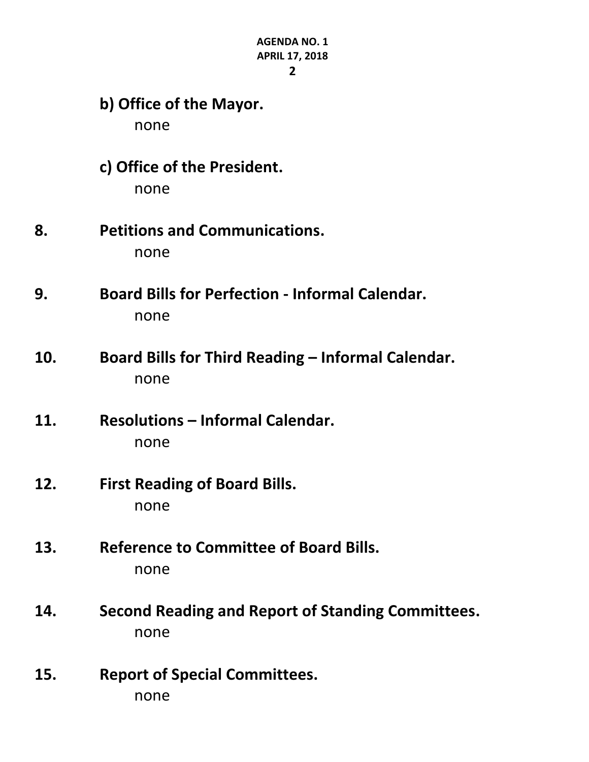**b) Office of the Mayor.**

none

**c) Office of the President.**

none

**8. Petitions and Communications.**

none

**9. Board Bills for Perfection - Informal Calendar.**

none

**10. Board Bills for Third Reading – Informal Calendar.**

none

**11. Resolutions – Informal Calendar.**

none

**12. First Reading of Board Bills.**

none

**13. Reference to Committee of Board Bills.**

none

**14. Second Reading and Report of Standing Committees.**

none

**15. Report of Special Committees.**

none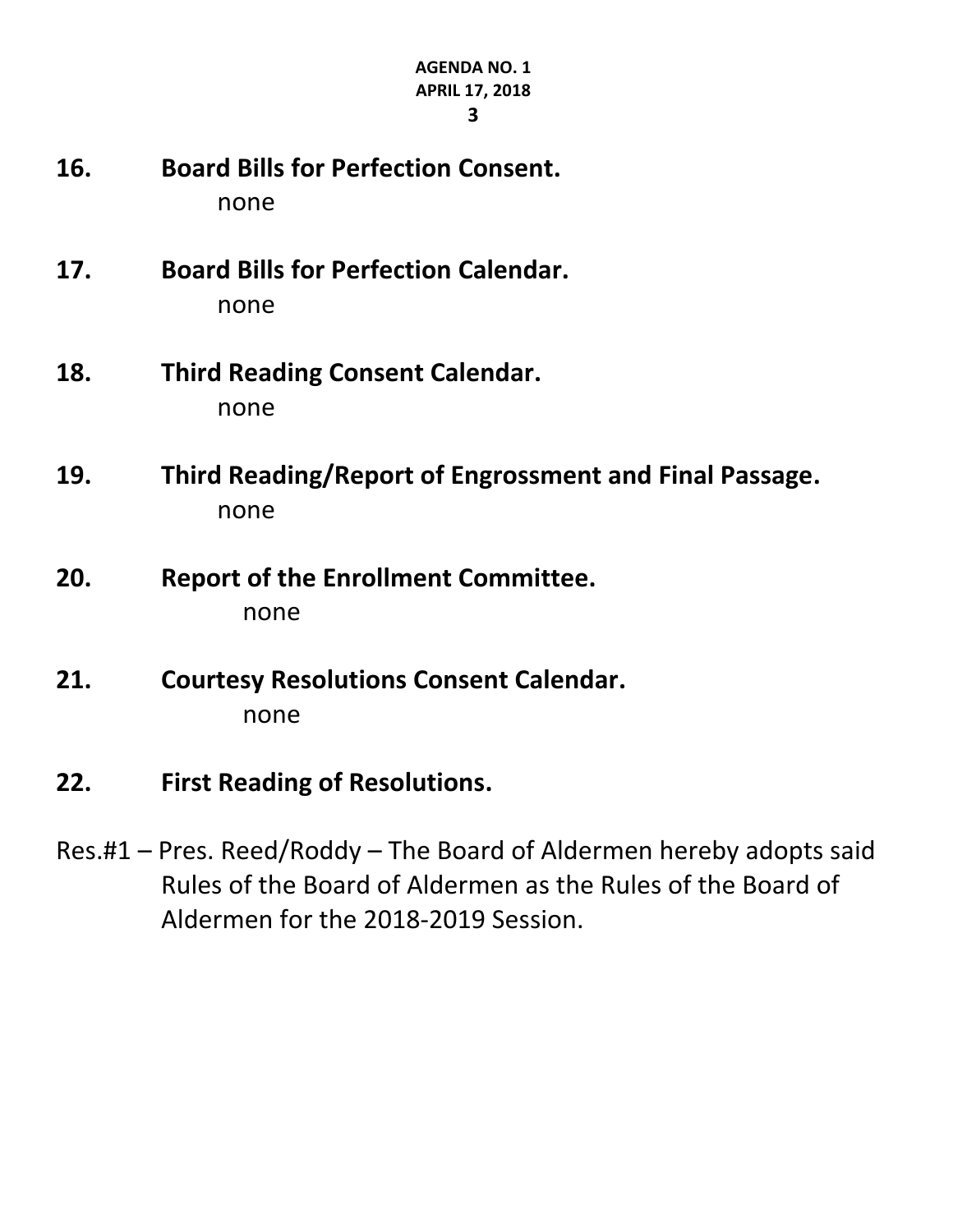**16. Board Bills for Perfection Consent.**

none

**17. Board Bills for Perfection Calendar.**

none

**18. Third Reading Consent Calendar.**

none

**19. Third Reading/Report of Engrossment and Final Passage.**

none

**20. Report of the Enrollment Committee.**

none

**21. Courtesy Resolutions Consent Calendar.**

none

**22. First Reading of Resolutions.**

Res.#1 – Pres. Reed/Roddy – The Board of Aldermen hereby adopts said Rules of the Board of Aldermen as the Rules of the Board of Aldermen for the 2018-2019 Session.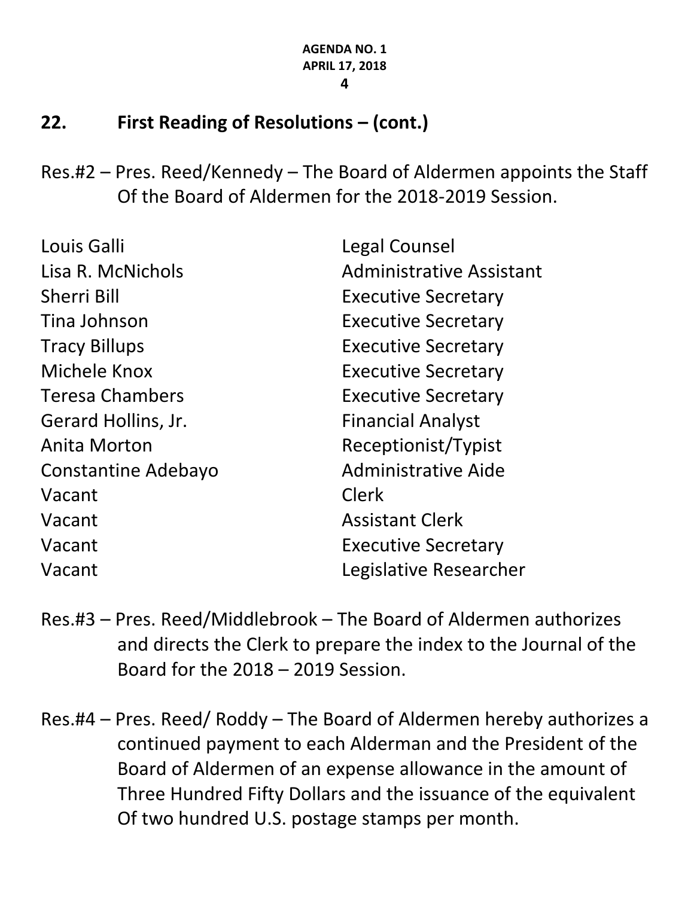## 22. First Reading of Resolutions – (cont.)

Res.#2 – Pres. Reed/Kennedy – The Board of Aldermen appoints the Staff Of the Board of Aldermen for the 2018-2019 Session.

| | |
|---|---|
| Louis Galli | Legal Counsel |
| Lisa R. McNichols | Administrative Assistant |
| Sherri Bill | Executive Secretary |
| Tina Johnson | Executive Secretary |
| Tracy Billups | Executive Secretary |
| Michele Knox | Executive Secretary |
| Teresa Chambers | Executive Secretary |
| Gerard Hollins, Jr. | Financial Analyst |
| Anita Morton | Receptionist/Typist |
| Constantine Adebayo | Administrative Aide |
| Vacant | Clerk |
| Vacant | Assistant Clerk |
| Vacant | Executive Secretary |
| Vacant | Legislative Researcher |

Res.#3 – Pres. Reed/Middlebrook – The Board of Aldermen authorizes and directs the Clerk to prepare the index to the Journal of the Board for the 2018 – 2019 Session.

Res.#4 – Pres. Reed/ Roddy – The Board of Aldermen hereby authorizes a continued payment to each Alderman and the President of the Board of Aldermen of an expense allowance in the amount of Three Hundred Fifty Dollars and the issuance of the equivalent Of two hundred U.S. postage stamps per month.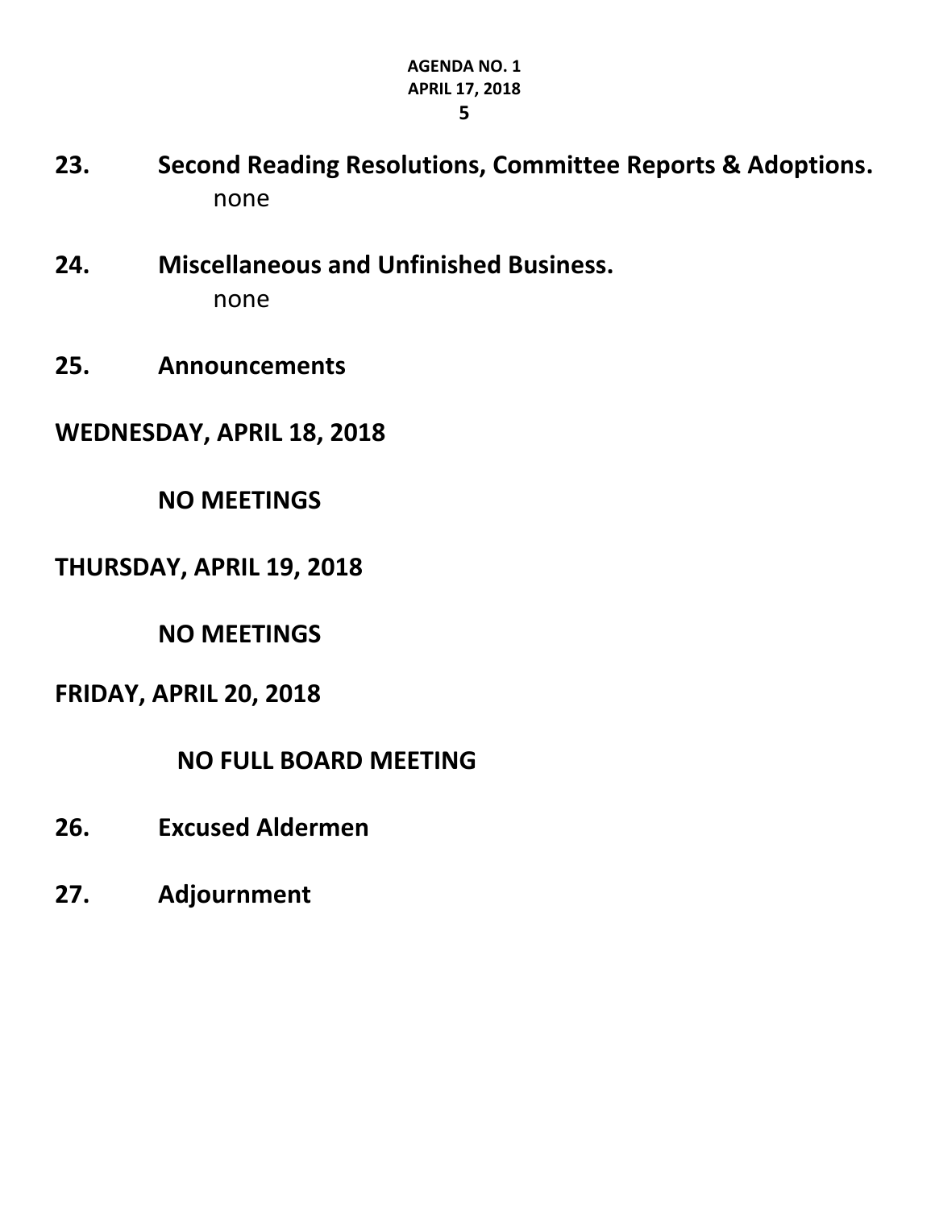**23. Second Reading Resolutions, Committee Reports & Adoptions.**

none

**24. Miscellaneous and Unfinished Business.**

none

**25. Announcements**

**WEDNESDAY, APRIL 18, 2018**

**NO MEETINGS**

**THURSDAY, APRIL 19, 2018**

**NO MEETINGS**

**FRIDAY, APRIL 20, 2018**

**NO FULL BOARD MEETING**

**26. Excused Aldermen**

**27. Adjournment**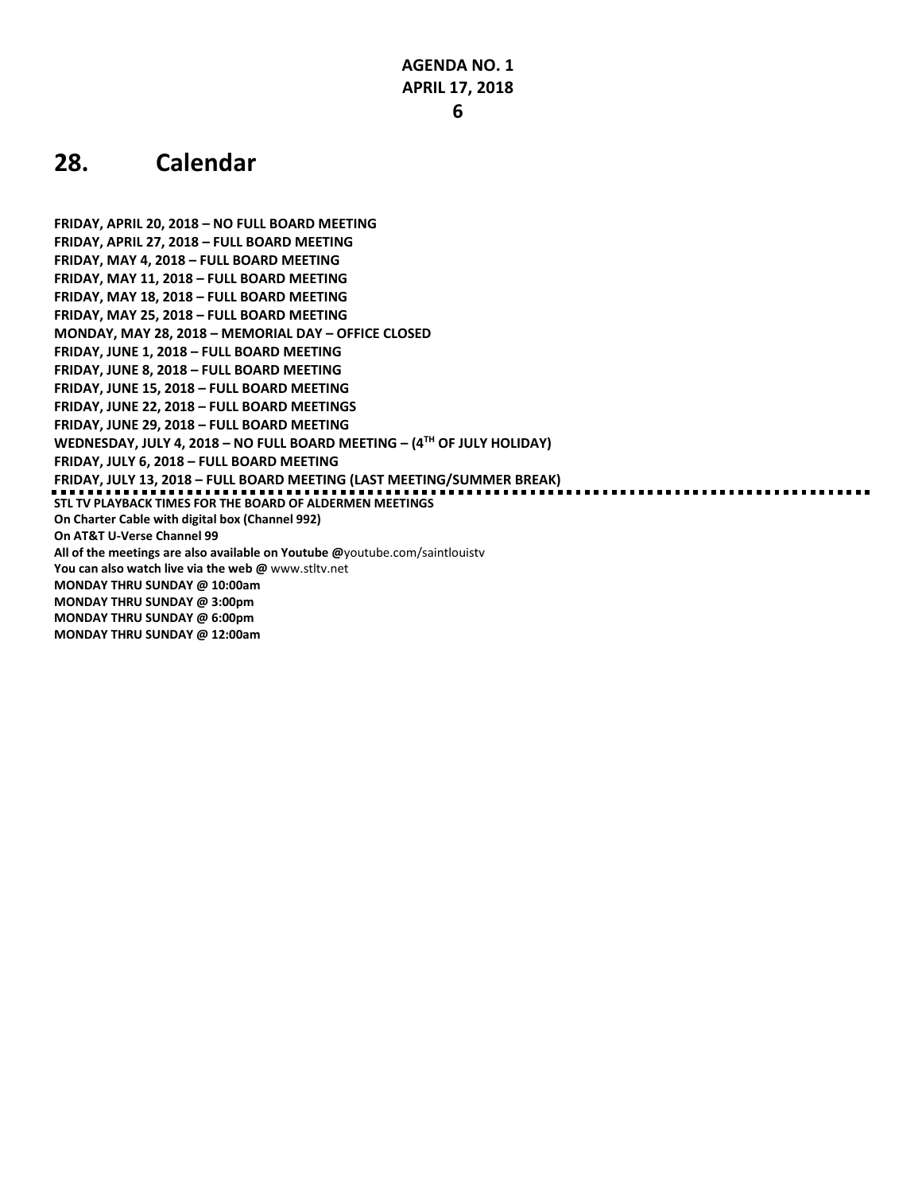## 28. Calendar

**FRIDAY, APRIL 20, 2018 – NO FULL BOARD MEETING**
**FRIDAY, APRIL 27, 2018 – FULL BOARD MEETING**
**FRIDAY, MAY 4, 2018 – FULL BOARD MEETING**
**FRIDAY, MAY 11, 2018 – FULL BOARD MEETING**
**FRIDAY, MAY 18, 2018 – FULL BOARD MEETING**
**FRIDAY, MAY 25, 2018 – FULL BOARD MEETING**
**MONDAY, MAY 28, 2018 – MEMORIAL DAY – OFFICE CLOSED**
**FRIDAY, JUNE 1, 2018 – FULL BOARD MEETING**
**FRIDAY, JUNE 8, 2018 – FULL BOARD MEETING**
**FRIDAY, JUNE 15, 2018 – FULL BOARD MEETING**
**FRIDAY, JUNE 22, 2018 – FULL BOARD MEETINGS**
**FRIDAY, JUNE 29, 2018 – FULL BOARD MEETING**
**WEDNESDAY, JULY 4, 2018 – NO FULL BOARD MEETING – (4TH OF JULY HOLIDAY)**
**FRIDAY, JULY 6, 2018 – FULL BOARD MEETING**
**FRIDAY, JULY 13, 2018 – FULL BOARD MEETING (LAST MEETING/SUMMER BREAK)**

---

**STL TV PLAYBACK TIMES FOR THE BOARD OF ALDERMEN MEETINGS**
**On Charter Cable with digital box (Channel 992)**
**On AT&T U-Verse Channel 99**
**All of the meetings are also available on Youtube @**youtube.com/saintlouistv
**You can also watch live via the web @** www.stltv.net
**MONDAY THRU SUNDAY @ 10:00am**
**MONDAY THRU SUNDAY @ 3:00pm**
**MONDAY THRU SUNDAY @ 6:00pm**
**MONDAY THRU SUNDAY @ 12:00am**